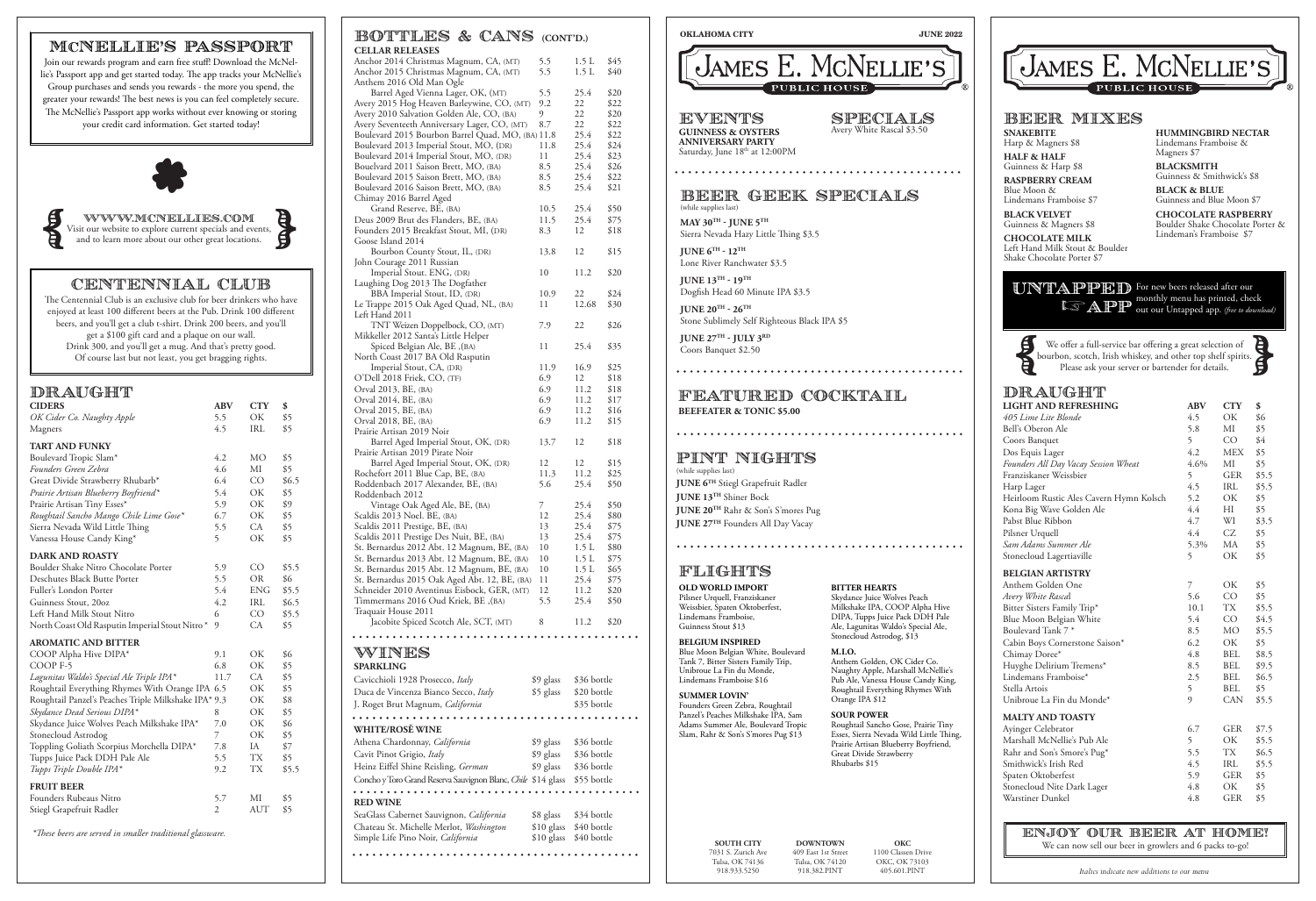## MCNELLIE'S PASSPORT

Join our rewards program and earn free stuff! Download the McNellie's Passport app and get started today. The app tracks your McNellie's Group purchases and sends you rewards - the more you spend, the greater your rewards! The best news is you can feel completely secure. The McNellie's Passport app works without ever knowing or storing your credit card information. Get started today!

### WWW.MCNELLIES.COM

Visit our website to explore current specials and events, and to learn more about our other great locations.

## CENTENNIAL CLUB

The Centennial Club is an exclusive club for beer drinkers who have enjoyed at least 100 different beers at the Pub. Drink 100 different beers, and you'll get a club t-shirt. Drink 200 beers, and you'll get a $100 gift card and a plaque on our wall. Drink 300, and you'll get a mug. And that's pretty good. Of course last but not least, you get bragging rights.

## DRAUGHT

| CIDERS | ABV | CTY | $ |
|---|---|---|---|
| *OK Cider Co. Naughty Apple* | 5.5 | OK | $5 |
| Magners | 4.5 | IRL | $5 |
| **TART AND FUNKY** | | | |
| Boulevard Tropic Slam* | 4.2 | MO | $5 |
| *Founders Green Zebra* | 4.6 | MI | $5 |
| Great Divide Strawberry Rhubarb* | 6.4 | CO | $6.5 |
| *Prairie Artisan Blueberry Boyfriend** | 5.4 | OK | $5 |
| Prairie Artisan Tiny Esses* | 5.9 | OK | $9 |
| *Roughtail Sancho Mango Chile Lime Gose** | 6.7 | OK | $5 |
| Sierra Nevada Wild Little Thing | 5.5 | CA | $5 |
| Vanessa House Candy King* | 5 | OK | $5 |
| **DARK AND ROASTY** | | | |
| Boulder Shake Nitro Chocolate Porter | 5.9 | CO | $5.5 |
| Deschutes Black Butte Porter | 5.5 | OR | $6 |
| Fuller's London Porter | 5.4 | ENG | $5.5 |
| Guinness Stout, 20oz | 4.2 | IRL | $6.5 |
| Left Hand Milk Stout Nitro | 6 | CO | $5.5 |
| North Coast Old Rasputin Imperial Stout Nitro* | 9 | CA | $5 |
| **AROMATIC AND BITTER** | | | |
| COOP Alpha Hive DIPA* | 9.1 | OK | $6 |
| COOP F-5 | 6.8 | OK | $5 |
| *Lagunitas Waldo's Special Ale Triple IPA** | 11.7 | CA | $5 |
| Roughtail Everything Rhymes With Orange IPA | 6.5 | OK | $5 |
| Roughtail Panzel's Peaches Triple Milkshake IPA* | 9.3 | OK | $8 |
| *Skydance Dead Serious DIPA** | 8 | OK | $5 |
| Skydance Juice Wolves Peach Milkshake IPA* | 7.0 | OK | $6 |
| Stonecloud Astrodog | 7 | OK | $5 |
| Toppling Goliath Scorpius Morchella DIPA* | 7.8 | IA | $7 |
| Tupps Juice Pack DDH Pale Ale | 5.5 | TX | $5 |
| *Tupps Triple Double IPA** | 9.2 | TX | $5.5 |
| **FRUIT BEER** | | | |
| Founders Rubeaus Nitro | 5.7 | MI | $5 |
| Stiegl Grapefruit Radler | 2 | AUT | $5 |

*\*These beers are served in smaller traditional glassware.*

## BOTTLES & CANS (CONT'D.)

| CELLAR RELEASES | ABV | Size | $ |
|---|---|---|---|
| Anchor 2014 Christmas Magnum, CA, (MT) | 5.5 | 1.5 L | $45 |
| Anchor 2015 Christmas Magnum, CA, (MT) | 5.5 | 1.5 L | $40 |
| Anthem 2016 Old Man Ogle Barrel Aged Vienna Lager, OK, (MT) | 5.5 | 25.4 | $20 |
| Avery 2015 Hog Heaven Barleywine, CO, (MT) | 9.2 | 22 | $22 |
| Avery 2010 Salvation Golden Ale, CO, (BA) | 9 | 22 | $20 |
| Avery Seventeeth Anniversary Lager, CO, (MT) | 8.7 | 22 | $22 |
| Boulevard 2015 Bourbon Barrel Quad, MO, (BA) | 11.8 | 25.4 | $22 |
| Boulevard 2013 Imperial Stout, MO, (DR) | 11.8 | 25.4 | $24 |
| Boulevard 2014 Imperial Stout, MO, (DR) | 11 | 25.4 | $23 |
| Bouelvard 2011 Saison Brett, MO, (BA) | 8.5 | 25.4 | $26 |
| Boulevard 2015 Saison Brett, MO, (BA) | 8.5 | 25.4 | $22 |
| Boulevard 2016 Saison Brett, MO, (BA) | 8.5 | 25.4 | $21 |
| Chimay 2016 Barrel Aged Grand Reserve, BE, (BA) | 10.5 | 25.4 | $50 |
| Deus 2009 Brut des Flanders, BE, (BA) | 11.5 | 25.4 | $75 |
| Founders 2015 Breakfast Stout, MI, (DR) | 8.3 | 12 | $18 |
| Goose Island 2014 Bourbon County Stout, IL, (DR) | 13.8 | 12 | $15 |
| John Courage 2011 Russian Imperial Stout. ENG, (DR) | 10 | 11.2 | $20 |
| Laughing Dog 2013 The Dogfather BBA Imperial Stout, ID, (DR) | 10.9 | 22 | $24 |
| Le Trappe 2015 Oak Aged Quad, NL, (BA) | 11 | 12.68 | $30 |
| Left Hand 2011 TNT Weizen Doppelbock, CO, (MT) | 7.9 | 22 | $26 |
| Mikkeller 2012 Santa's Little Helper Spiced Belgian Ale, BE ,(BA) | 11 | 25.4 | $35 |
| North Coast 2017 BA Old Rasputin Imperial Stout, CA, (DR) | 11.9 | 16.9 | $25 |
| O'Dell 2018 Friek, CO, (TF) | 6.9 | 12 | $18 |
| Orval 2013, BE, (BA) | 6.9 | 11.2 | $18 |
| Orval 2014, BE, (BA) | 6.9 | 11.2 | $17 |
| Orval 2015, BE, (BA) | 6.9 | 11.2 | $16 |
| Orval 2018, BE, (BA) | 6.9 | 11.2 | $15 |
| Prairie Artisan 2019 Noir Barrel Aged Imperial Stout, OK, (DR) | 13.7 | 12 | $18 |
| Prairie Artisan 2019 Pirate Noir Barrel Aged Imperial Stout, OK, (DR) | 12 | 12 | $15 |
| Rochefort 2011 Blue Cap, BE, (BA) | 11.3 | 11.2 | $25 |
| Roddenbach 2017 Alexander, BE, (BA) | 5.6 | 25.4 | $50 |
| Roddenbach 2012 Vintage Oak Aged Ale, BE, (BA) | 7 | 25.4 | $50 |
| Scaldis 2013 Noel. BE, (BA) | 12 | 25.4 | $80 |
| Scaldis 2011 Prestige, BE, (BA) | 13 | 25.4 | $75 |
| Scaldis 2011 Prestige Des Nuit, BE, (BA) | 13 | 25.4 | $75 |
| St. Bernardus 2012 Abt. 12 Magnum, BE, (BA) | 10 | 1.5 L | $80 |
| St. Bernardus 2013 Abt. 12 Magnum, BE, (BA) | 10 | 1.5 L | $75 |
| St. Bernardus 2015 Abt. 12 Magnum, BE, (BA) | 10 | 1.5 L | $65 |
| St. Bernardus 2015 Oak Aged Abt. 12, BE, (BA) | 11 | 25.4 | $75 |
| Schneider 2010 Aventinus Eisbock, GER, (MT) | 12 | 11.2 | $20 |
| Timmermans 2016 Oud Kriek, BE ,(BA) | 5.5 | 25.4 | $50 |
| Traquair House 2011 Jacobite Spiced Scotch Ale, SCT, (MT) | 8 | 11.2 | $20 |

## WINES

| SPARKLING | Glass | Bottle |
|---|---|---|
| Cavicchioli 1928 Prosecco, *Italy* | $9 glass | $36 bottle |
| Duca de Vincenza Bianco Secco, *Italy* | $5 glass | $20 bottle |
| J. Roget Brut Magnum, *California* | | $35 bottle |
| **WHITE/ROSÈ WINE** | | |
| Athena Chardonnay, *California* | $9 glass | $36 bottle |
| Cavit Pinot Grigio, *Italy* | $9 glass | $36 bottle |
| Heinz Eiffel Shine Reisling, *German* | $9 glass | $36 bottle |
| Concho y Toro Grand Reserva Sauvignon Blanc, *Chile* | $14 glass | $55 bottle |
| **RED WINE** | | |
| SeaGlass Cabernet Sauvignon, *California* | $8 glass | $34 bottle |
| Chateau St. Michelle Merlot, *Washington* | $10 glass | $40 bottle |
| Simple Life Pino Noir, *California* | $10 glass | $40 bottle |

**OKLAHOMA CITY** — **JUNE 2022**

# JAMES E. MCNELLIE'S PUBLIC HOUSE

## EVENTS

**GUINNESS & OYSTERS ANNIVERSARY PARTY**
Saturday, June 18th at 12:00PM

## SPECIALS

Avery White Rascal $3.50

## BEER GEEK SPECIALS

(while supplies last)

**MAY 30TH - JUNE 5TH**
Sierra Nevada Hazy Little Thing $3.5

**JUNE 6TH - 12TH**
Lone River Ranchwater $3.5

**JUNE 13TH - 19TH**
Dogfish Head 60 Minute IPA $3.5

**JUNE 20TH - 26TH**
Stone Sublimely Self Righteous Black IPA $5

**JUNE 27TH - JULY 3RD**
Coors Banquet $2.50

## FEATURED COCKTAIL

**BEEFEATER & TONIC $5.00**

## PINT NIGHTS

(while supplies last)

**JUNE 6TH** Stiegl Grapefruit Radler
**JUNE 13TH** Shiner Bock
**JUNE 20TH** Rahr & Son's S'mores Pug
**JUNE 27TH** Founders All Day Vacay

## FLIGHTS

**OLD WORLD IMPORT**
Pilsner Urquell, Franziskaner Weissbier, Spaten Oktoberfest, Lindemans Framboise, Guinness Stout $13

**BELGIUM INSPIRED**
Blue Moon Belgian White, Boulevard Tank 7, Bitter Sisters Family Trip, Unibroue La Fin du Monde, Lindemans Framboise $16

**SUMMER LOVIN'**
Founders Green Zebra, Roughtail Panzel's Peaches Milkshake IPA, Sam Adams Summer Ale, Boulevard Tropic Slam, Rahr & Son's S'mores Pug $13

**BITTER HEARTS**
Skydance Juice Wolves Peach Milkshake IPA, COOP Alpha Hive DIPA, Tupps Juice Pack DDH Pale Ale, Lagunitas Waldo's Special Ale, Stonecloud Astrodog, $13

**M.I.O.**
Anthem Golden, OK Cider Co. Naughty Apple, Marshall McNellie's Pub Ale, Vanessa House Candy King, Roughtail Everything Rhymes With Orange IPA $12

**SOUR POWER**
Roughtail Sancho Gose, Prairie Tiny Esses, Sierra Nevada Wild Little Thing, Prairie Artisan Blueberry Boyfriend, Great Divide Strawberry Rhubarbs $15

**SOUTH CITY**
7031 S. Zurich Ave
Tulsa, OK 74136
918.933.5250

**DOWNTOWN**
409 East 1st Street
Tulsa, OK 74120
918.382.PINT

**OKC**
1100 Classen Drive
OKC, OK 73103
405.601.PINT

# JAMES E. MCNELLIE'S PUBLIC HOUSE

## BEER MIXES

**SNAKEBITE**
Harp & Magners $8

**HALF & HALF**
Guinness & Harp $8

**RASPBERRY CREAM**
Blue Moon & Lindemans Framboise $7

**BLACK VELVET**
Guinness & Magners $8

**CHOCOLATE MILK**
Left Hand Milk Stout & Boulder Shake Chocolate Porter $7

**HUMMINGBIRD NECTAR**
Lindemans Framboise & Magners $7

**BLACKSMITH**
Guinness & Smithwick's $8

**BLACK & BLUE**
Guinness and Blue Moon $7

**CHOCOLATE RASPBERRY**
Boulder Shake Chocolate Porter & Lindeman's Framboise $7

**UNTAPPED APP** For new beers released after our monthly menu has printed, check out our Untapped app. *(free to download)*

We offer a full-service bar offering a great selection of bourbon, scotch, Irish whiskey, and other top shelf spirits. Please ask your server or bartender for details.

## DRAUGHT

| LIGHT AND REFRESHING | ABV | CTY | $ |
|---|---|---|---|
| *405 Lime Lite Blonde* | 4.5 | OK | $6 |
| Bell's Oberon Ale | 5.8 | MI | $5 |
| Coors Banquet | 5 | CO | $4 |
| Dos Equis Lager | 4.2 | MEX | $5 |
| *Founders All Day Vacay Session Wheat* | 4.6% | MI | $5 |
| Franziskaner Weissbier | 5 | GER | $5.5 |
| Harp Lager | 4.5 | IRL | $5.5 |
| Heirloom Rustic Ales Cavern Hymn Kolsch | 5.2 | OK | $5 |
| Kona Big Wave Golden Ale | 4.4 | HI | $5 |
| Pabst Blue Ribbon | 4.7 | WI | $3.5 |
| Pilsner Urquell | 4.4 | CZ | $5 |
| *Sam Adams Summer Ale* | 5.3% | MA | $5 |
| Stonecloud Lagertiaville | 5 | OK | $5 |
| **BELGIAN ARTISTRY** | | | |
| Anthem Golden One | 7 | OK | $5 |
| *Avery White Rascal* | 5.6 | CO | $5 |
| Bitter Sisters Family Trip* | 10.1 | TX | $5.5 |
| Blue Moon Belgian White | 5.4 | CO | $4.5 |
| Boulevard Tank 7 * | 8.5 | MO | $5.5 |
| Cabin Boys Cornerstone Saison* | 6.2 | OK | $5 |
| Chimay Doree* | 4.8 | BEL | $8.5 |
| Huyghe Delirium Tremens* | 8.5 | BEL | $9.5 |
| Lindemans Framboise* | 2.5 | BEL | $6.5 |
| Stella Artois | 5 | BEL | $5 |
| Unibroue La Fin du Monde* | 9 | CAN | $5.5 |
| **MALTY AND TOASTY** | | | |
| Ayinger Celebrator | 6.7 | GER | $7.5 |
| Marshall McNellie's Pub Ale | 5 | OK | $5.5 |
| Rahr and Son's Smore's Pug* | 5.5 | TX | $6.5 |
| Smithwick's Irish Red | 4.5 | IRL | $5.5 |
| Spaten Oktoberfest | 5.9 | GER | $5 |
| Stonecloud Nite Dark Lager | 4.8 | OK | $5 |
| Warstiner Dunkel | 4.8 | GER | $5 |

## ENJOY OUR BEER AT HOME!

We can now sell our beer in growlers and 6 packs to-go!

*Italics indicate new additions to our menu*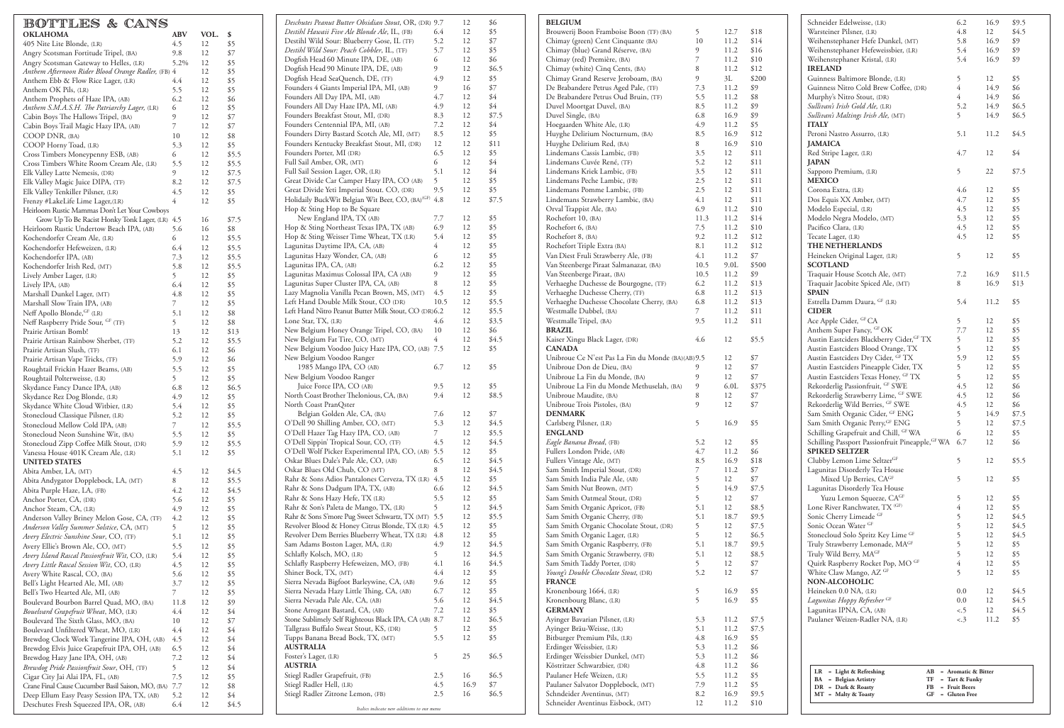# BOTTLES & CANS

| OKLAHOMA | ABV | VOL. | $ |
|---|---|---|---|
| 405 Nite Lite Blonde, (LR) | 4.5 | 12 | $5 |
| Angry Scotsman Fortitude Tripel, (BA) | 9.8 | 12 | $7 |
| Angry Scotsman Gateway to Helles, (LR) | 5.2% | 12 | $5 |
| *Anthem Afternoon Rider Blood Orange Radler,* (FB) | 4 | 12 | $5 |
| Anthem Ebb & Flow Rice Lager, (LR) | 4.4 | 12 | $5 |
| Anthem OK Pils, (LR) | 5.5 | 12 | $5 |
| Anthem Prophets of Haze IPA, (AB) | 6.2 | 12 | $6 |
| *Anthem S.M.A.S.H. The Patriarchy Lager,* (LR) | 6 | 12 | $5 |
| Cabin Boys The Hallows Tripel, (BA) | 9 | 12 | $7 |
| Cabin Boys Trail Magic Hazy IPA, (AB) | 7 | 12 | $7 |
| COOP DNR, (BA) | 10 | 12 | $8 |
| COOP Horny Toad, (LR) | 5.3 | 12 | $5 |
| Cross Timbers Moneypenny ESB, (AB) | 6 | 12 | $5.5 |
| Cross Timbers White Room Cream Ale, (LR) | 5.5 | 12 | $5.5 |
| Elk Valley Latte Nemesis, (DR) | 9 | 12 | $7.5 |
| Elk Valley Magic Juice DIPA, (TF) | 8.2 | 12 | $7.5 |
| Elk Valley Tenkiller Pilsner, (LR) | 4.5 | 12 | $5 |
| Frenzy #LakeLife Lime Lager,(LR) | 4 | 12 | $5 |
| Heirloom Rustic Mammas Don't Let Your Cowboys Grow Up To Be Racist Honky Tonk Lager, (LR) | 4.5 | 16 | $7.5 |
| Heirloom Rustic Undertow Beach IPA, (AB) | 5.6 | 16 | $8 |
| Kochendorfer Cream Ale, (LR) | 6 | 12 | $5.5 |
| Kochendorfer Hefeweizen, (LR) | 6.4 | 12 | $5.5 |
| Kochendorfer IPA, (AB) | 7.3 | 12 | $5.5 |
| Kochendorfer Irish Red, (MT) | 5.8 | 12 | $5.5 |
| Lively Amber Lager, (LR) | 5 | 12 | $5 |
| Lively IPA, (AB) | 6.4 | 12 | $5 |
| Marshall Dunkel Lager, (MT) | 4.8 | 12 | $5 |
| Marshall Slow Train IPA, (AB) | 7 | 12 | $5 |
| Neff Apollo Blonde,[GF] (LR) | 5.1 | 12 | $8 |
| Neff Raspberry Pride Sour, [GF] (TF) | 5 | 12 | $8 |
| Prairie Artisan Bomb! | 13 | 12 | $13 |
| Prairie Artisan Rainbow Sherbet, (TF) | 5.2 | 12 | $5.5 |
| Prairie Artisan Slush, (TF) | 6.1 | 12 | $6 |
| Prairie Artisan Vape Tricks, (TF) | 5.9 | 12 | $6 |
| Roughtail Frickin Hazer Beams, (AB) | 5.5 | 12 | $5 |
| Roughtail Polterweisse, (LR) | 5 | 12 | $5 |
| Skydance Fancy Dance IPA, (AB) | 6.8 | 12 | $6.5 |
| Skydance Rez Dog Blonde, (LR) | 4.9 | 12 | $5 |
| Skydance White Cloud Witbier, (LR) | 5.4 | 12 | $5 |
| Stonecloud Classique Pilsner, (LR) | 5.2 | 12 | $5 |
| Stonecloud Mellow Cold IPA, (AB) | 7 | 12 | $5.5 |
| Stonecloud Neon Sunshine Wit, (BA) | 5.5 | 12 | $5 |
| Stonecloud Zipp Coffee Milk Stout, (DR) | 5.9 | 12 | $5.5 |
| Vanessa House 401K Cream Ale, (LR) | 5.1 | 12 | $5 |
| **UNITED STATES** | | | |
| Abita Amber, LA, (MT) | 4.5 | 12 | $4.5 |
| Abita Andygator Dopplebock, LA, (MT) | 8 | 12 | $5.5 |
| Abita Purple Haze, LA, (FB) | 4.2 | 12 | $4.5 |
| Anchor Porter, CA, (DR) | 5.6 | 12 | $5 |
| Anchor Steam, CA, (LR) | 4.9 | 12 | $5 |
| Anderson Valley Briney Melon Gose, CA, (TF) | 4.2 | 12 | $5 |
| *Anderson Valley Summer Solstice*, CA, (MT) | 5 | 12 | $5 |
| *Avery Electric Sunshine Sour*, CO, (TF) | 5.1 | 12 | $5 |
| Avery Ellie's Brown Ale, CO, (MT) | 5.5 | 12 | $5 |
| *Avery Island Rascal Passionfruit Wit*, CO, (LR) | 5.4 | 12 | $5 |
| *Avery Little Rascal Session Wit*, CO, (LR) | 4.5 | 12 | $5 |
| Avery White Rascal, CO, (BA) | 5.6 | 12 | $5 |
| Bell's Light Hearted Ale, MI, (AB) | 3.7 | 12 | $5 |
| Bell's Two Hearted Ale, MI, (AB) | 7 | 12 | $5 |
| Boulevard Bourbon Barrel Quad, MO, (BA) | 11.8 | 12 | $9 |
| *Boulevard Grapefruit Wheat*, MO, (LR) | 4.4 | 12 | $4 |
| Boulevard The Sixth Glass, MO, (BA) | 10 | 12 | $7 |
| Boulevard Unfiltered Wheat, MO, (LR) | 4.4 | 12 | $4 |
| Brewdog Clock Work Tangerine IPA, OH, (AB) | 4.5 | 12 | $4 |
| Brewdog Elvis Juice Grapefruit IPA, OH, (AB) | 6.5 | 12 | $4 |
| Brewdog Hazy Jane IPA, OH, (AB) | 7.2 | 12 | $4 |
| *Brewdog Pride Passionfruit Sour*, OH, (TF) | 5 | 12 | $4 |
| Cigar City Jai Alai IPA, FL, (AB) | 7.5 | 12 | $5 |
| Crane Final Cause Cucumber Basil Saison, MO, (BA) | 7.7 | 12 | $8 |
| Deep Ellum Easy Peasy Session IPA, TX, (AB) | 5.2 | 12 | $4 |
| Deschutes Fresh Squeezed IPA, OR, (AB) | 6.4 | 12 | $4.5 |
| *Deschutes Peanut Butter Obsidian Stout*, OR, (DR) | 9.7 | 12 | $6 |
| *Destihl Hawaii Five Ale Blonde Ale*, IL, (FB) | 6.4 | 12 | $5 |
| Destihl Wild Sour: Blueberry Gose, IL (TF) | 5.2 | 12 | $7 |
| *Destihl Wild Sour: Peach Cobbler*, IL, (TF) | 5.7 | 12 | $5 |
| Dogfish Head 60 Minute IPA, DE, (AB) | 6 | 12 | $6 |
| Dogfish Head 90 Minute IPA, DE, (AB) | 9 | 12 | $6.5 |
| Dogfish Head SeaQuench, DE, (TF) | 4.9 | 12 | $5 |
| Founders 4 Giants Imperial IPA, MI, (AB) | 9 | 16 | $7 |
| Founders All Day IPA, MI, (AB) | 4.7 | 12 | $4 |
| Founders All Day Haze IPA, MI, (AB) | 4.9 | 12 | $4 |
| Founders Breakfast Stout, MI, (DR) | 8.3 | 12 | $7.5 |
| Founders Centennial IPA, MI, (AB) | 7.2 | 12 | $4 |
| Founders Dirty Bastard Scotch Ale, MI, (MT) | 8.5 | 12 | $5 |
| Founders Kentucky Breakfast Stout, MI, (DR) | 12 | 12 | $11 |
| Founders Porter, MI (DR) | 6.5 | 12 | $5 |
| Full Sail Amber, OR, (MT) | 6 | 12 | $4 |
| Full Sail Session Lager, OR, (LR) | 5.1 | 12 | $4 |
| Great Divide Car Camper Hazy IPA, CO (AB) | 5 | 12 | $5 |
| Great Divide Yeti Imperial Stout. CO, (DR) | 9.5 | 12 | $5 |
| Holidaily BuckWit Belgian Wit Beer, CO, (BA)[GF] | 4.8 | 12 | $7.5 |
| Hop & Sting Hop to Be Square New England IPA, TX (AB) | 7.7 | 12 | $5 |
| Hop & Sting Northeast Texas IPA, TX (AB) | 6.9 | 12 | $5 |
| Hop & Sting Weisser Time Wheat, TX (LR) | 5.4 | 12 | $5 |
| Lagunitas Daytime IPA, CA, (AB) | 4 | 12 | $5 |
| Lagunitas Hazy Wonder, CA, (AB) | 6 | 12 | $5 |
| Lagunitas IPA, CA, (AB) | 6.2 | 12 | $5 |
| Lagunitas Maximus Colossal IPA, CA (AB) | 9 | 12 | $5 |
| Lagunitas Super Cluster IPA, CA, (AB) | 8 | 12 | $5 |
| Lazy Magnolia Vanilla Pecan Brown, MS, (MT) | 4.5 | 12 | $5 |
| Left Hand Double Milk Stout, CO (DR) | 10.5 | 12 | $5.5 |
| Left Hand Nitro Peanut Butter Milk Stout, CO (DR) | 6.2 | 12 | $5.5 |
| Lone Star, TX, (LR) | 4.6 | 12 | $3.5 |
| New Belgium Honey Orange Tripel, CO, (BA) | 10 | 12 | $6 |
| New Belgium Fat Tire, CO, (MT) | 4 | 12 | $4.5 |
| New Belgium Voodoo Juicy Haze IPA, CO, (AB) | 7.5 | 12 | $5 |
| New Belgium Voodoo Ranger 1985 Mango IPA, CO (AB) | 6.7 | 12 | $5 |
| New Belgium Voodoo Ranger Juice Force IPA, CO (AB) | 9.5 | 12 | $5 |
| North Coast Brother Thelonious, CA, (BA) | 9.4 | 12 | $8.5 |
| North Coast PranQster Belgian Golden Ale, CA, (BA) | 7.6 | 12 | $7 |
| O'Dell 90 Shilling Amber, CO, (MT) | 5.3 | 12 | $4.5 |
| O'Dell Hazer Tag Hazy IPA, CO, (AB) | 7 | 12 | $5.5 |
| O'Dell Sippin' Tropical Sour, CO, (TF) | 4.5 | 12 | $4.5 |
| O'Dell Wolf Picker Experimental IPA, CO, (AB) | 5.5 | 12 | $5 |
| Oskar Blues Dale's Pale Ale, CO, (AB) | 6.5 | 12 | $4.5 |
| Oskar Blues Old Chub, CO (MT) | 8 | 12 | $4.5 |
| Rahr & Sons Adios Pantalones Cerveza, TX (LR) | 4.5 | 12 | $5 |
| Rahr & Sons Dadgum IPA, TX, (AB) | 6.6 | 12 | $4.5 |
| Rahr & Sons Hazy Hefe, TX (LR) | 5.5 | 12 | $5 |
| Rahr & Son's Paleta de Mango, TX, (LR) | 5 | 12 | $4.5 |
| Rahr & Sons S'more Pug Sweet Schwartz, TX (MT) | 5.5 | 12 | $5.5 |
| Revolver Blood & Honey Citrus Blonde, TX (LR) | 4.5 | 12 | $5 |
| Revolver Dem Berries Blueberry Wheat, TX (LR) | 4.8 | 12 | $5 |
| Sam Adams Boston Lager, MA, (LR) | 4.9 | 12 | $4.5 |
| Schlafly Kolsch, MO, (LR) | 5 | 12 | $4.5 |
| Schlafly Raspberry Hefeweizen, MO, (FB) | 4.1 | 16 | $4.5 |
| Shiner Bock, TX, (MT) | 4.4 | 12 | $5 |
| Sierra Nevada Bigfoot Barleywine, CA, (AB) | 9.6 | 12 | $5 |
| Sierra Nevada Hazy Little Thing, CA, (AB) | 6.7 | 12 | $5 |
| Sierra Nevada Pale Ale, CA, (AB) | 5.6 | 12 | $4.5 |
| Stone Arrogant Bastard, CA, (AB) | 7.2 | 12 | $5 |
| Stone Sublimely Self Righteous Black IPA, CA (AB) | 8.7 | 12 | $6.5 |
| Tallgrass Buffalo Sweat Stout, KS, (DR) | 5 | 12 | $5 |
| Tupps Banana Bread Bock, TX, (MT) | 5.5 | 12 | $5 |
| **AUSTRALIA** | | | |
| Foster's Lager, (LR) | 5 | 25 | $6.5 |
| **AUSTRIA** | | | |
| Stiegl Radler Grapefruit, (FB) | 2.5 | 16 | $6.5 |
| Stiegl Radler Hell, (LR) | 4.5 | 16.9 | $7 |
| Stiegl Radler Zitrone Lemon, (FB) | 2.5 | 16 | $6.5 |
| **BELGIUM** | | | |
| Brouwerij Boon Framboise Boon (TF) (BA) | 5 | 12.7 | $18 |
| Chimay (green) Cent Cinquante (BA) | 10 | 11.2 | $14 |
| Chimay (blue) Grand Réserve, (BA) | 9 | 11.2 | $16 |
| Chimay (red) Première, (BA) | 7 | 11.2 | $10 |
| Chimay (white) Cinq Cents, (BA) | 8 | 11.2 | $12 |
| Chimay Grand Reserve Jeroboam, (BA) | 9 | 3L | $200 |
| De Brabandere Petrus Aged Pale, (TF) | 7.3 | 11.2 | $9 |
| De Brabandere Petrus Oud Bruin, (TF) | 5.5 | 11.2 | $8 |
| Duvel Moortgat Duvel, (BA) | 8.5 | 11.2 | $9 |
| Duvel Single, (BA) | 6.8 | 16.9 | $9 |
| Hoegaarden White Ale, (LR) | 4.9 | 11.2 | $5 |
| Huyghe Delirium Nocturnum, (BA) | 8.5 | 16.9 | $12 |
| Huyghe Delirium Red, (BA) | 8 | 16.9 | $10 |
| Lindemans Cassis Lambic, (FB) | 3.5 | 12 | $11 |
| Lindemans Cuvée René, (TF) | 5.2 | 12 | $11 |
| Lindemans Kriek Lambic, (FB) | 3.5 | 12 | $11 |
| Lindemans Peche Lambic, (FB) | 2.5 | 12 | $11 |
| Lindemans Pomme Lambic, (FB) | 2.5 | 12 | $11 |
| Lindemans Strawberry Lambic, (BA) | 4.1 | 12 | $11 |
| Orval Trappist Ale, (BA) | 6.9 | 11.2 | $10 |
| Rochefort 10, (BA) | 11.3 | 11.2 | $14 |
| Rochefort 6, (BA) | 7.5 | 11.2 | $10 |
| Rochefort 8, (BA) | 9.2 | 11.2 | $12 |
| Rochefort Triple Extra (BA) | 8.1 | 11.2 | $12 |
| Van Diest Fruli Strawberry Ale, (FB) | 4.1 | 11.2 | $7 |
| Van Steenberge Piraat Salmanazar, (BA) | 10.5 | 9.0L | $500 |
| Van Steenberge Piraat, (BA) | 10.5 | 11.2 | $9 |
| Verhaeghe Duchesse de Bourgogne, (TF) | 6.2 | 11.2 | $13 |
| Verhaeghe Duchesse Cherry, (TF) | 6.8 | 11.2 | $13 |
| Verhaeghe Duchesse Chocolate Cherry, (BA) | 6.8 | 11.2 | $13 |
| Westmalle Dubbel, (BA) | 7 | 11.2 | $11 |
| Westmalle Tripel, (BA) | 9.5 | 11.2 | $11 |
| **BRAZIL** | | | |
| Kaiser Xingu Black Lager, (DR) | 4.6 | 12 | $5.5 |
| **CANADA** | | | |
| Unibroue Ce N'est Pas La Fin du Monde (BA)(AB) | 9.5 | 12 | $7 |
| Unibroue Don de Dieu, (BA) | 9 | 12 | $7 |
| Unibroue La Fin du Monde, (BA) | 9 | 12 | $7 |
| Unibroue La Fin du Monde Methuselah, (BA) | 9 | 6.0L | $375 |
| Unibroue Maudite, (BA) | 8 | 12 | $7 |
| Unibroue Trois Pistoles, (BA) | 9 | 12 | $7 |
| **DENMARK** | | | |
| Carlsberg Pilsner, (LR) | 5 | 16.9 | $5 |
| **ENGLAND** | | | |
| *Eagle Banana Bread*, (FB) | 5.2 | 12 | $5 |
| Fullers London Pride, (AB) | 4.7 | 11.2 | $6 |
| Fullers Vintage Ale, (MT) | 8.5 | 16.9 | $18 |
| Sam Smith Imperial Stout, (DR) | 7 | 11.2 | $7 |
| Sam Smith India Pale Ale, (AB) | 5 | 12 | $7 |
| Sam Smith Nut Brown, (MT) | 5 | 14.9 | $7.5 |
| Sam Smith Oatmeal Stout, (DR) | 5 | 12 | $7 |
| Sam Smith Organic Apricot, (FB) | 5.1 | 12 | $8.5 |
| Sam Smith Organic Cherry, (FB) | 5.1 | 18.7 | $9.5 |
| Sam Smith Organic Chocolate Stout, (DR) | 5 | 12 | $7.5 |
| Sam Smith Organic Lager, (LR) | 5 | 12 | $6.5 |
| Sam Smith Organic Raspberry, (FB) | 5.1 | 18.7 | $9.5 |
| Sam Smith Organic Strawberry, (FB) | 5.1 | 12 | $8.5 |
| Sam Smith Taddy Porter, (DR) | 5 | 12 | $7 |
| *Young's Double Chocolate Stout*, (DR) | 5.2 | 12 | $7 |
| **FRANCE** | | | |
| Kronenbourg 1664, (LR) | 5 | 16.9 | $5 |
| Kronenbourg Blanc, (LR) | 5 | 16.9 | $5 |
| **GERMANY** | | | |
| Ayinger Bavarian Pilsner, (LR) | 5.3 | 11.2 | $7.5 |
| Ayinger Bräu-Weisse, (LR) | 5.1 | 11.2 | $7.5 |
| Bitburger Premium Pils, (LR) | 4.8 | 16.9 | $5 |
| Erdinger Weissbier, (LR) | 5.3 | 11.2 | $6 |
| Erdinger Weissbier Dunkel, (MT) | 5.3 | 11.2 | $6 |
| Köstritzer Schwarzbier, (DR) | 4.8 | 11.2 | $6 |
| Paulaner Hefe Weizen, (LR) | 5.5 | 11.2 | $5 |
| Paulaner Salvator Dopplebock, (MT) | 7.9 | 11.2 | $5 |
| Schneider Aventinus, (MT) | 8.2 | 16.9 | $9.5 |
| Schneider Aventinus Eisbock, (MT) | 12 | 11.2 | $10 |
| Schneider Edelweisse, (LR) | 6.2 | 16.9 | $9.5 |
| Warsteiner Pilsner, (LR) | 4.8 | 12 | $4.5 |
| Weihenstephaner Hefe Dunkel, (MT) | 5.8 | 16.9 | $9 |
| Weihenstephaner Hefeweissbier, (LR) | 5.4 | 16.9 | $9 |
| Weihenstephaner Kristal, (LR) | 5.4 | 16.9 | $9 |
| **IRELAND** | | | |
| Guinness Baltimore Blonde, (LR) | 5 | 12 | $5 |
| Guinness Nitro Cold Brew Coffee, (DR) | 4 | 14.9 | $6 |
| Murphy's Nitro Stout, (DR) | 4 | 14.9 | $6 |
| *Sullivan's Irish Gold Ale*, (LR) | 5.2 | 14.9 | $6.5 |
| *Sullivan's Maltings Irish Ale*, (MT) | 5 | 14.9 | $6.5 |
| **ITALY** | | | |
| Peroni Nastro Assurro, (LR) | 5.1 | 11.2 | $4.5 |
| **JAMAICA** | | | |
| Red Stripe Lager, (LR) | 4.7 | 12 | $4 |
| **JAPAN** | | | |
| Sapporo Premium, (LR) | 5 | 22 | $7.5 |
| **MEXICO** | | | |
| Corona Extra, (LR) | 4.6 | 12 | $5 |
| Dos Equis XX Amber, (MT) | 4.7 | 12 | $5 |
| Modelo Especial, (LR) | 4.5 | 12 | $5 |
| Modelo Negra Modelo, (MT) | 5.3 | 12 | $5 |
| Pacifico Clara, (LR) | 4.5 | 12 | $5 |
| Tecate Lager, (LR) | 4.5 | 12 | $5 |
| **THE NETHERLANDS** | | | |
| Heineken Original Lager, (LR) | 5 | 12 | $5 |
| **SCOTLAND** | | | |
| Traquair House Scotch Ale, (MT) | 7.2 | 16.9 | $11.5 |
| Traquair Jacobite Spiced Ale, (MT) | 8 | 16.9 | $13 |
| **SPAIN** | | | |
| Estrella Damm Daura, [GF] (LR) | 5.4 | 11.2 | $5 |
| **CIDER** | | | |
| Ace Apple Cider, [GF] CA | 5 | 12 | $5 |
| Anthem Super Fancy, [GF] OK | 7.7 | 12 | $5 |
| Austin Eastciders Blackberry Cider,[GF] TX | 5 | 12 | $5 |
| Austin Eastciders Blood Orange, TX | 5 | 12 | $5 |
| Austin Eastciders Dry Cider, [GF] TX | 5.9 | 12 | $5 |
| Austin Eastciders Pineapple Cider, TX | 5 | 12 | $5 |
| Austin Eastciders Texas Honey, [GF] TX | 5 | 12 | $5 |
| Rekorderlig Passionfruit, [GF] SWE | 4.5 | 12 | $6 |
| Rekorderlig Strawberry Lime, [GF] SWE | 4.5 | 12 | $6 |
| Rekorderlig Wild Berries, [GF] SWE | 4.5 | 12 | $6 |
| Sam Smith Organic Cider, [GF] ENG | 5 | 14.9 | $7.5 |
| Sam Smith Organic Perry,[GF] ENG | 5 | 12 | $7.5 |
| Schilling Grapefruit and Chill, [GF] WA | 6 | 12 | $5 |
| Schilling Passport Passionfruit Pineapple,[GF] WA | 6.7 | 12 | $6 |
| **SPIKED SELTZER** | | | |
| Clubby Lemon Lime Seltzer[GF] | 5 | 12 | $5.5 |
| Lagunitas Disorderly Tea House Mixed Up Berries, CA[GF] | 5 | 12 | $5 |
| Lagunitas Disorderly Tea House Yuzu Lemon Squeeze, CA[GF] | 5 | 12 | $5 |
| Lone River Ranchwater, TX [GF] | 4 | 12 | $5 |
| Sonic Cherry Limeade [GF] | 5 | 12 | $4.5 |
| Sonic Ocean Water [GF] | 5 | 12 | $4.5 |
| Stonecloud Solo Spritz Key Lime [GF] | 5 | 12 | $4.5 |
| Truly Strawberry Lemonade, MA[GF] | 5 | 12 | $5 |
| Truly Wild Berry, MA[GF] | 5 | 12 | $5 |
| Quirk Raspberry Rocket Pop, MO [GF] | 4 | 12 | $5 |
| White Claw Mango, AZ [GF] | 5 | 12 | $5 |
| **NON-ALCOHOLIC** | | | |
| Heineken 0.0 NA, (LR) | 0.0 | 12 | $4.5 |
| *Lagunitas Hoppy Refresher* [GF] | 0.0 | 12 | $4.5 |
| Lagunitas IPNA, CA, (AB) | <.5 | 12 | $4.5 |
| Paulaner Weizen-Radler NA, (LR) | <.3 | 11.2 | $5 |

*Italics indicate new additions to our menu*

| | |
|---|---|
| **LR** = **Light & Refreshing** | **AB** = **Aromatic & Bitter** |
| **BA** = **Belgian Artistry** | **TF** = **Tart & Funky** |
| **DR** = **Dark & Roasty** | **FB** = **Fruit Beers** |
| **MT** = **Malty & Toasty** | **GF** = **Gluten Free** |